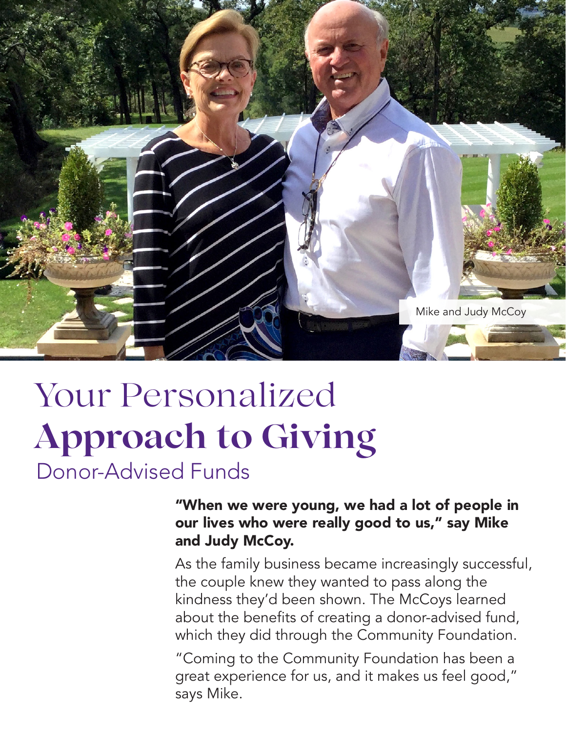Mike and Judy McCoy

# Your Personalized **Approach to Giving**

## Donor-Advised Funds

**"When we were young, we had a lot of people in our lives who were really good to us," say Mike and Judy McCoy.**

As the family business became increasingly successful, the couple knew they wanted to pass along the kindness they'd been shown. The McCoys learned about the benefits of creating a donor-advised fund, which they did through the Community Foundation.

"Coming to the Community Foundation has been a great experience for us, and it makes us feel good," says Mike.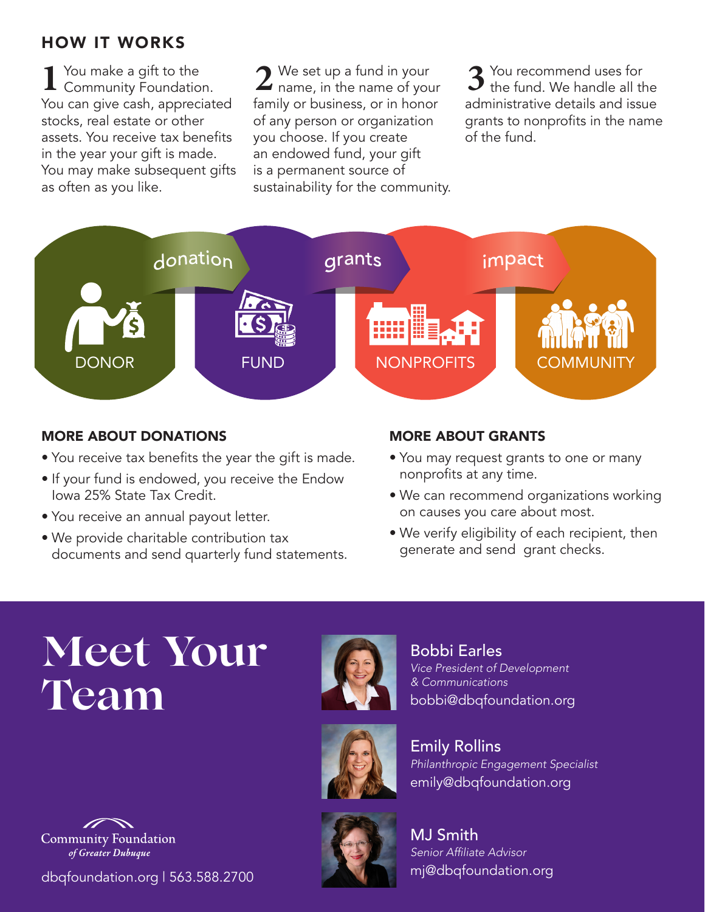## HOW IT WORKS

**1** You make a gift to the Community Foundation. You can give cash, appreciated stocks, real estate or other assets. You receive tax benefits in the year your gift is made. You may make subsequent gifts as often as you like.

**2** We set up a fund in your name, in the name of your family or business, or in honor of any person or organization you choose. If you create an endowed fund, your gift is a permanent source of sustainability for the community.

**3** You recommend uses for the fund. We handle all the administrative details and issue grants to nonprofits in the name of the fund.

donation
grants
impact
DONOR
FUND
NONPROFITS
COMMUNITY

### MORE ABOUT DONATIONS

- You receive tax benefits the year the gift is made.
- If your fund is endowed, you receive the Endow Iowa 25% State Tax Credit.
- You receive an annual payout letter.
- We provide charitable contribution tax documents and send quarterly fund statements.

### MORE ABOUT GRANTS

- You may request grants to one or many nonprofits at any time.
- We can recommend organizations working on causes you care about most.
- We verify eligibility of each recipient, then generate and send grant checks.

# Meet Your Team

**Bobbi Earles**
*Vice President of Development & Communications*
bobbi@dbqfoundation.org

**Emily Rollins**
*Philanthropic Engagement Specialist*
emily@dbqfoundation.org

**MJ Smith**
*Senior Affiliate Advisor*
mj@dbqfoundation.org

Community Foundation *of Greater Dubuque*

dbqfoundation.org | 563.588.2700